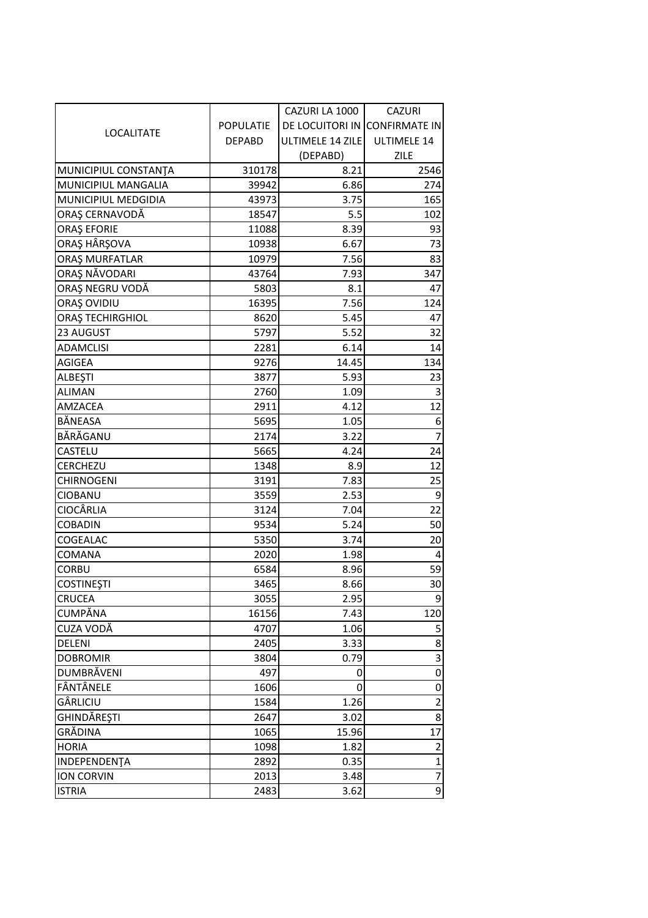| LOCALITATE | POPULATIE DEPABD | CAZURI LA 1000 DE LOCUITORI IN ULTIMELE 14 ZILE (DEPABD) | CAZURI CONFIRMATE IN ULTIMELE 14 ZILE |
|---|---|---|---|
| MUNICIPIUL CONSTANŢA | 310178 | 8.21 | 2546 |
| MUNICIPIUL MANGALIA | 39942 | 6.86 | 274 |
| MUNICIPIUL MEDGIDIA | 43973 | 3.75 | 165 |
| ORAŞ CERNAVODĂ | 18547 | 5.5 | 102 |
| ORAŞ EFORIE | 11088 | 8.39 | 93 |
| ORAŞ HÂRŞOVA | 10938 | 6.67 | 73 |
| ORAŞ MURFATLAR | 10979 | 7.56 | 83 |
| ORAŞ NĂVODARI | 43764 | 7.93 | 347 |
| ORAŞ NEGRU VODĂ | 5803 | 8.1 | 47 |
| ORAŞ OVIDIU | 16395 | 7.56 | 124 |
| ORAŞ TECHIRGHIOL | 8620 | 5.45 | 47 |
| 23 AUGUST | 5797 | 5.52 | 32 |
| ADAMCLISI | 2281 | 6.14 | 14 |
| AGIGEA | 9276 | 14.45 | 134 |
| ALBEŞTI | 3877 | 5.93 | 23 |
| ALIMAN | 2760 | 1.09 | 3 |
| AMZACEA | 2911 | 4.12 | 12 |
| BĂNEASA | 5695 | 1.05 | 6 |
| BĂRĂGANU | 2174 | 3.22 | 7 |
| CASTELU | 5665 | 4.24 | 24 |
| CERCHEZU | 1348 | 8.9 | 12 |
| CHIRNOGENI | 3191 | 7.83 | 25 |
| CIOBANU | 3559 | 2.53 | 9 |
| CIOCÂRLIA | 3124 | 7.04 | 22 |
| COBADIN | 9534 | 5.24 | 50 |
| COGEALAC | 5350 | 3.74 | 20 |
| COMANA | 2020 | 1.98 | 4 |
| CORBU | 6584 | 8.96 | 59 |
| COSTINEŞTI | 3465 | 8.66 | 30 |
| CRUCEA | 3055 | 2.95 | 9 |
| CUMPĂNA | 16156 | 7.43 | 120 |
| CUZA VODĂ | 4707 | 1.06 | 5 |
| DELENI | 2405 | 3.33 | 8 |
| DOBROMIR | 3804 | 0.79 | 3 |
| DUMBRĂVENI | 497 | 0 | 0 |
| FÂNTÂNELE | 1606 | 0 | 0 |
| GÂRLICIU | 1584 | 1.26 | 2 |
| GHINDĂREŞTI | 2647 | 3.02 | 8 |
| GRĂDINA | 1065 | 15.96 | 17 |
| HORIA | 1098 | 1.82 | 2 |
| INDEPENDENŢA | 2892 | 0.35 | 1 |
| ION CORVIN | 2013 | 3.48 | 7 |
| ISTRIA | 2483 | 3.62 | 9 |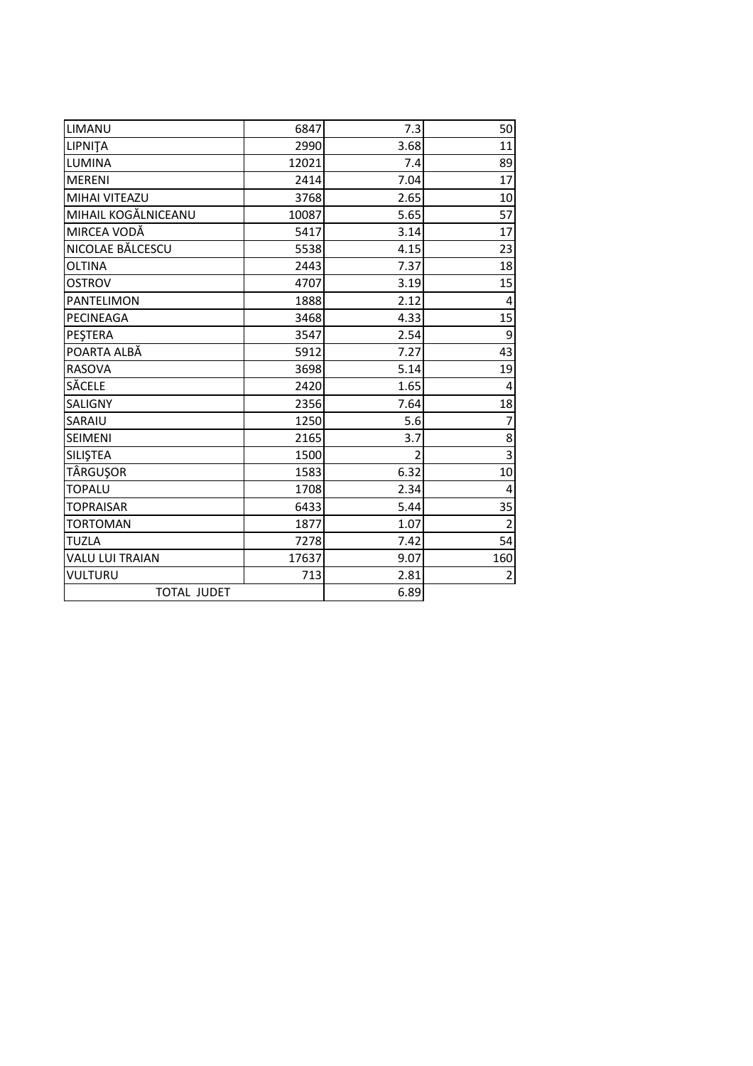| | | | |
|---|---|---|---|
| LIMANU | 6847 | 7.3 | 50 |
| LIPNIŢA | 2990 | 3.68 | 11 |
| LUMINA | 12021 | 7.4 | 89 |
| MERENI | 2414 | 7.04 | 17 |
| MIHAI VITEAZU | 3768 | 2.65 | 10 |
| MIHAIL KOGĂLNICEANU | 10087 | 5.65 | 57 |
| MIRCEA VODĂ | 5417 | 3.14 | 17 |
| NICOLAE BĂLCESCU | 5538 | 4.15 | 23 |
| OLTINA | 2443 | 7.37 | 18 |
| OSTROV | 4707 | 3.19 | 15 |
| PANTELIMON | 1888 | 2.12 | 4 |
| PECINEAGA | 3468 | 4.33 | 15 |
| PEŞTERA | 3547 | 2.54 | 9 |
| POARTA ALBĂ | 5912 | 7.27 | 43 |
| RASOVA | 3698 | 5.14 | 19 |
| SĂCELE | 2420 | 1.65 | 4 |
| SALIGNY | 2356 | 7.64 | 18 |
| SARAIU | 1250 | 5.6 | 7 |
| SEIMENI | 2165 | 3.7 | 8 |
| SILIŞTEA | 1500 | 2 | 3 |
| TÂRGUŞOR | 1583 | 6.32 | 10 |
| TOPALU | 1708 | 2.34 | 4 |
| TOPRAISAR | 6433 | 5.44 | 35 |
| TORTOMAN | 1877 | 1.07 | 2 |
| TUZLA | 7278 | 7.42 | 54 |
| VALU LUI TRAIAN | 17637 | 9.07 | 160 |
| VULTURU | 713 | 2.81 | 2 |
| TOTAL JUDET | | 6.89 | |